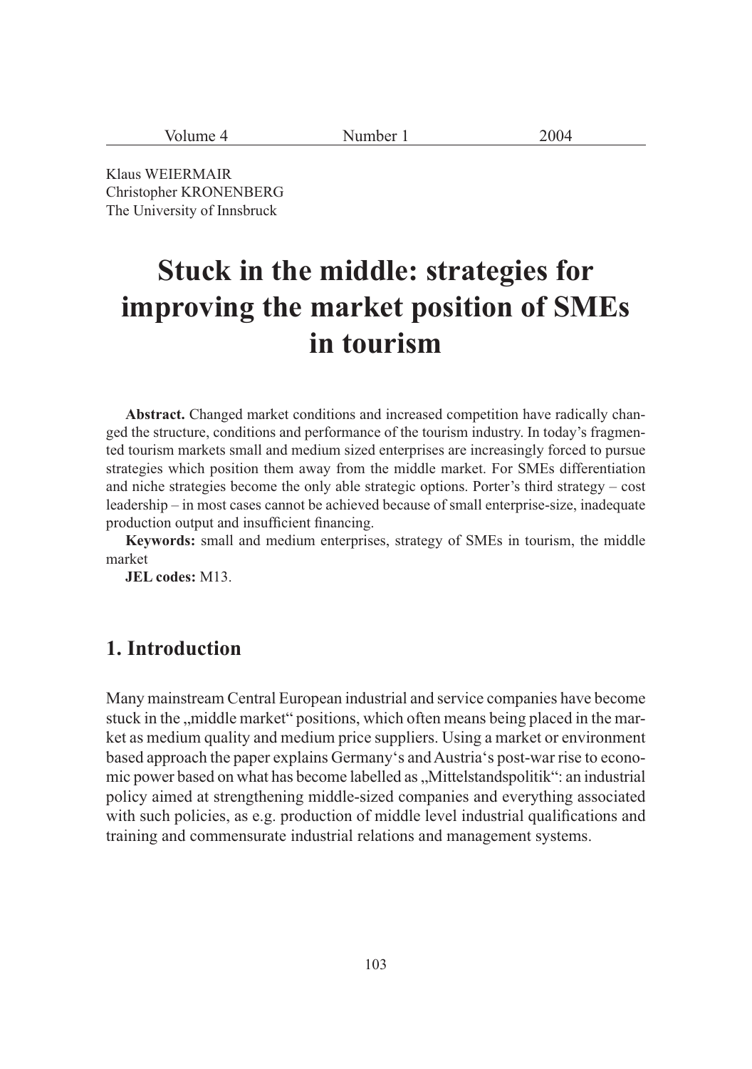Klaus WEIERMAIR  
Christopher KRONENBERG  
The University of Innsbruck

# Stuck in the middle: strategies for improving the market position of SMEs in tourism

**Abstract.** Changed market conditions and increased competition have radically changed the structure, conditions and performance of the tourism industry. In today's fragmented tourism markets small and medium sized enterprises are increasingly forced to pursue strategies which position them away from the middle market. For SMEs differentiation and niche strategies become the only able strategic options. Porter's third strategy – cost leadership – in most cases cannot be achieved because of small enterprise-size, inadequate production output and insufficient financing.

**Keywords:** small and medium enterprises, strategy of SMEs in tourism, the middle market

**JEL codes:** M13.

## 1. Introduction

Many mainstream Central European industrial and service companies have become stuck in the „middle market" positions, which often means being placed in the market as medium quality and medium price suppliers. Using a market or environment based approach the paper explains Germany's and Austria's post-war rise to economic power based on what has become labelled as „Mittelstandspolitik": an industrial policy aimed at strengthening middle-sized companies and everything associated with such policies, as e.g. production of middle level industrial qualifications and training and commensurate industrial relations and management systems.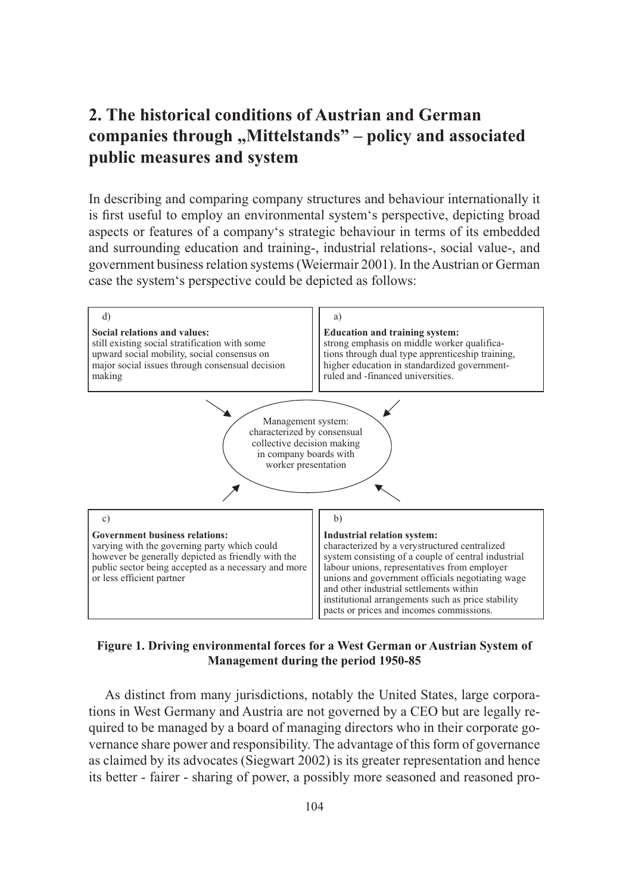## 2. The historical conditions of Austrian and German companies through „Mittelstands" – policy and associated public measures and system

In describing and comparing company structures and behaviour internationally it is first useful to employ an environmental system's perspective, depicting broad aspects or features of a company's strategic behaviour in terms of its embedded and surrounding education and training-, industrial relations-, social value-, and government business relation systems (Weiermair 2001). In the Austrian or German case the system's perspective could be depicted as follows:

d)

**Social relations and values:**
still existing social stratification with some upward social mobility, social consensus on major social issues through consensual decision making

a)

**Education and training system:**
strong emphasis on middle worker qualifications through dual type apprenticeship training, higher education in standardized government-ruled and -financed universities.

Management system: characterized by consensual collective decision making in company boards with worker presentation

c)

**Government business relations:**
varying with the governing party which could however be generally depicted as friendly with the public sector being accepted as a necessary and more or less efficient partner

b)

**Industrial relation system:**
characterized by a verystructured centralized system consisting of a couple of central industrial labour unions, representatives from employer unions and government officials negotiating wage and other industrial settlements within institutional arrangements such as price stability pacts or prices and incomes commissions.

**Figure 1. Driving environmental forces for a West German or Austrian System of Management during the period 1950-85**

As distinct from many jurisdictions, notably the United States, large corporations in West Germany and Austria are not governed by a CEO but are legally required to be managed by a board of managing directors who in their corporate governance share power and responsibility. The advantage of this form of governance as claimed by its advocates (Siegwart 2002) is its greater representation and hence its better - fairer - sharing of power, a possibly more seasoned and reasoned pro-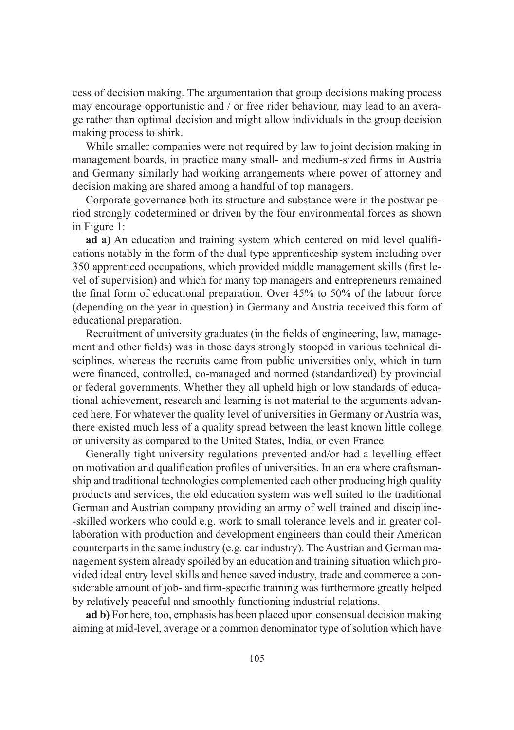cess of decision making. The argumentation that group decisions making process may encourage opportunistic and / or free rider behaviour, may lead to an average rather than optimal decision and might allow individuals in the group decision making process to shirk.

While smaller companies were not required by law to joint decision making in management boards, in practice many small- and medium-sized firms in Austria and Germany similarly had working arrangements where power of attorney and decision making are shared among a handful of top managers.

Corporate governance both its structure and substance were in the postwar period strongly codetermined or driven by the four environmental forces as shown in Figure 1:

**ad a)** An education and training system which centered on mid level qualifications notably in the form of the dual type apprenticeship system including over 350 apprenticed occupations, which provided middle management skills (first level of supervision) and which for many top managers and entrepreneurs remained the final form of educational preparation. Over 45% to 50% of the labour force (depending on the year in question) in Germany and Austria received this form of educational preparation.

Recruitment of university graduates (in the fields of engineering, law, management and other fields) was in those days strongly stooped in various technical disciplines, whereas the recruits came from public universities only, which in turn were financed, controlled, co-managed and normed (standardized) by provincial or federal governments. Whether they all upheld high or low standards of educational achievement, research and learning is not material to the arguments advanced here. For whatever the quality level of universities in Germany or Austria was, there existed much less of a quality spread between the least known little college or university as compared to the United States, India, or even France.

Generally tight university regulations prevented and/or had a levelling effect on motivation and qualification profiles of universities. In an era where craftsmanship and traditional technologies complemented each other producing high quality products and services, the old education system was well suited to the traditional German and Austrian company providing an army of well trained and discipline-skilled workers who could e.g. work to small tolerance levels and in greater collaboration with production and development engineers than could their American counterparts in the same industry (e.g. car industry). The Austrian and German management system already spoiled by an education and training situation which provided ideal entry level skills and hence saved industry, trade and commerce a considerable amount of job- and firm-specific training was furthermore greatly helped by relatively peaceful and smoothly functioning industrial relations.

**ad b)** For here, too, emphasis has been placed upon consensual decision making aiming at mid-level, average or a common denominator type of solution which have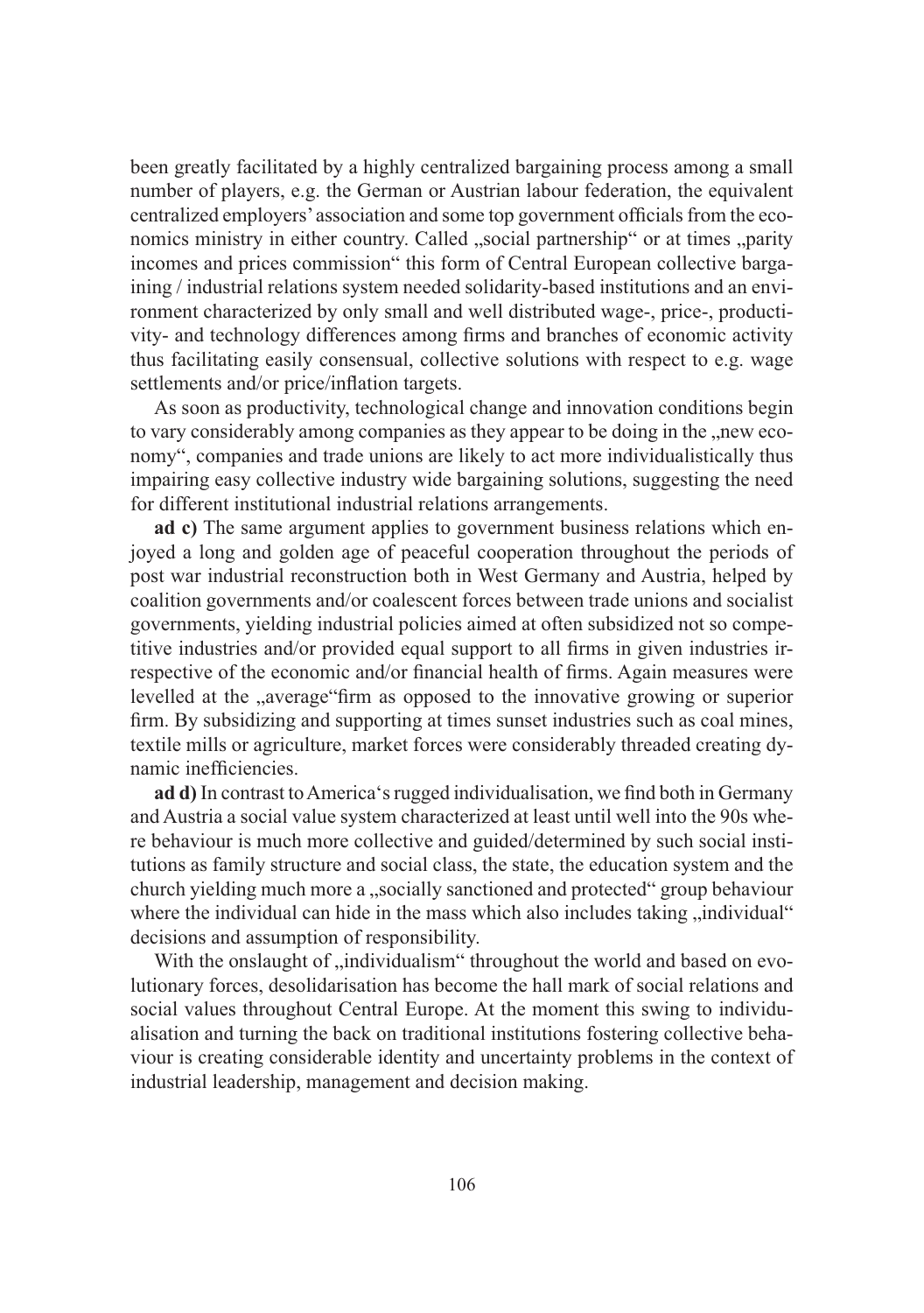been greatly facilitated by a highly centralized bargaining process among a small number of players, e.g. the German or Austrian labour federation, the equivalent centralized employers' association and some top government officials from the economics ministry in either country. Called „social partnership" or at times „parity incomes and prices commission" this form of Central European collective bargaining / industrial relations system needed solidarity-based institutions and an environment characterized by only small and well distributed wage-, price-, productivity- and technology differences among firms and branches of economic activity thus facilitating easily consensual, collective solutions with respect to e.g. wage settlements and/or price/inflation targets.

As soon as productivity, technological change and innovation conditions begin to vary considerably among companies as they appear to be doing in the „new economy", companies and trade unions are likely to act more individualistically thus impairing easy collective industry wide bargaining solutions, suggesting the need for different institutional industrial relations arrangements.

**ad c)** The same argument applies to government business relations which enjoyed a long and golden age of peaceful cooperation throughout the periods of post war industrial reconstruction both in West Germany and Austria, helped by coalition governments and/or coalescent forces between trade unions and socialist governments, yielding industrial policies aimed at often subsidized not so competitive industries and/or provided equal support to all firms in given industries irrespective of the economic and/or financial health of firms. Again measures were levelled at the „average"firm as opposed to the innovative growing or superior firm. By subsidizing and supporting at times sunset industries such as coal mines, textile mills or agriculture, market forces were considerably threaded creating dynamic inefficiencies.

**ad d)** In contrast to America's rugged individualisation, we find both in Germany and Austria a social value system characterized at least until well into the 90s where behaviour is much more collective and guided/determined by such social institutions as family structure and social class, the state, the education system and the church yielding much more a „socially sanctioned and protected" group behaviour where the individual can hide in the mass which also includes taking „individual" decisions and assumption of responsibility.

With the onslaught of „individualism" throughout the world and based on evolutionary forces, desolidarisation has become the hall mark of social relations and social values throughout Central Europe. At the moment this swing to individualisation and turning the back on traditional institutions fostering collective behaviour is creating considerable identity and uncertainty problems in the context of industrial leadership, management and decision making.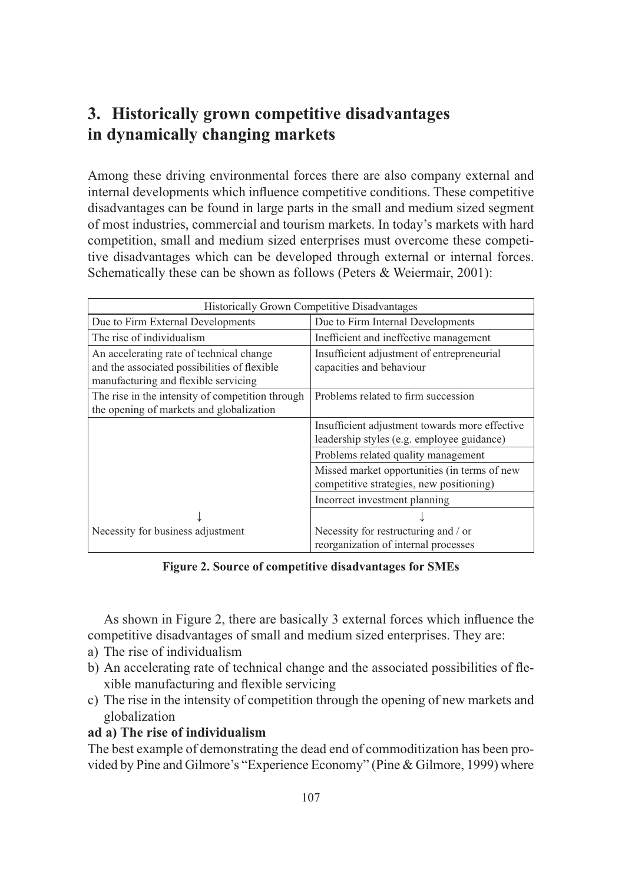## 3. Historically grown competitive disadvantages in dynamically changing markets

Among these driving environmental forces there are also company external and internal developments which influence competitive conditions. These competitive disadvantages can be found in large parts in the small and medium sized segment of most industries, commercial and tourism markets. In today's markets with hard competition, small and medium sized enterprises must overcome these competitive disadvantages which can be developed through external or internal forces. Schematically these can be shown as follows (Peters & Weiermair, 2001):

| Historically Grown Competitive Disadvantages | |
|---|---|
| Due to Firm External Developments | Due to Firm Internal Developments |
| The rise of individualism | Inefficient and ineffective management |
| An accelerating rate of technical change and the associated possibilities of flexible manufacturing and flexible servicing | Insufficient adjustment of entrepreneurial capacities and behaviour |
| The rise in the intensity of competition through the opening of markets and globalization | Problems related to firm succession |
| | Insufficient adjustment towards more effective leadership styles (e.g. employee guidance) |
| | Problems related quality management |
| | Missed market opportunities (in terms of new competitive strategies, new positioning) |
| | Incorrect investment planning |
| ↓ Necessity for business adjustment | ↓ Necessity for restructuring and / or reorganization of internal processes |

**Figure 2. Source of competitive disadvantages for SMEs**

As shown in Figure 2, there are basically 3 external forces which influence the competitive disadvantages of small and medium sized enterprises. They are:

a) The rise of individualism
b) An accelerating rate of technical change and the associated possibilities of flexible manufacturing and flexible servicing
c) The rise in the intensity of competition through the opening of new markets and globalization

**ad a) The rise of individualism**

The best example of demonstrating the dead end of commoditization has been provided by Pine and Gilmore's "Experience Economy" (Pine & Gilmore, 1999) where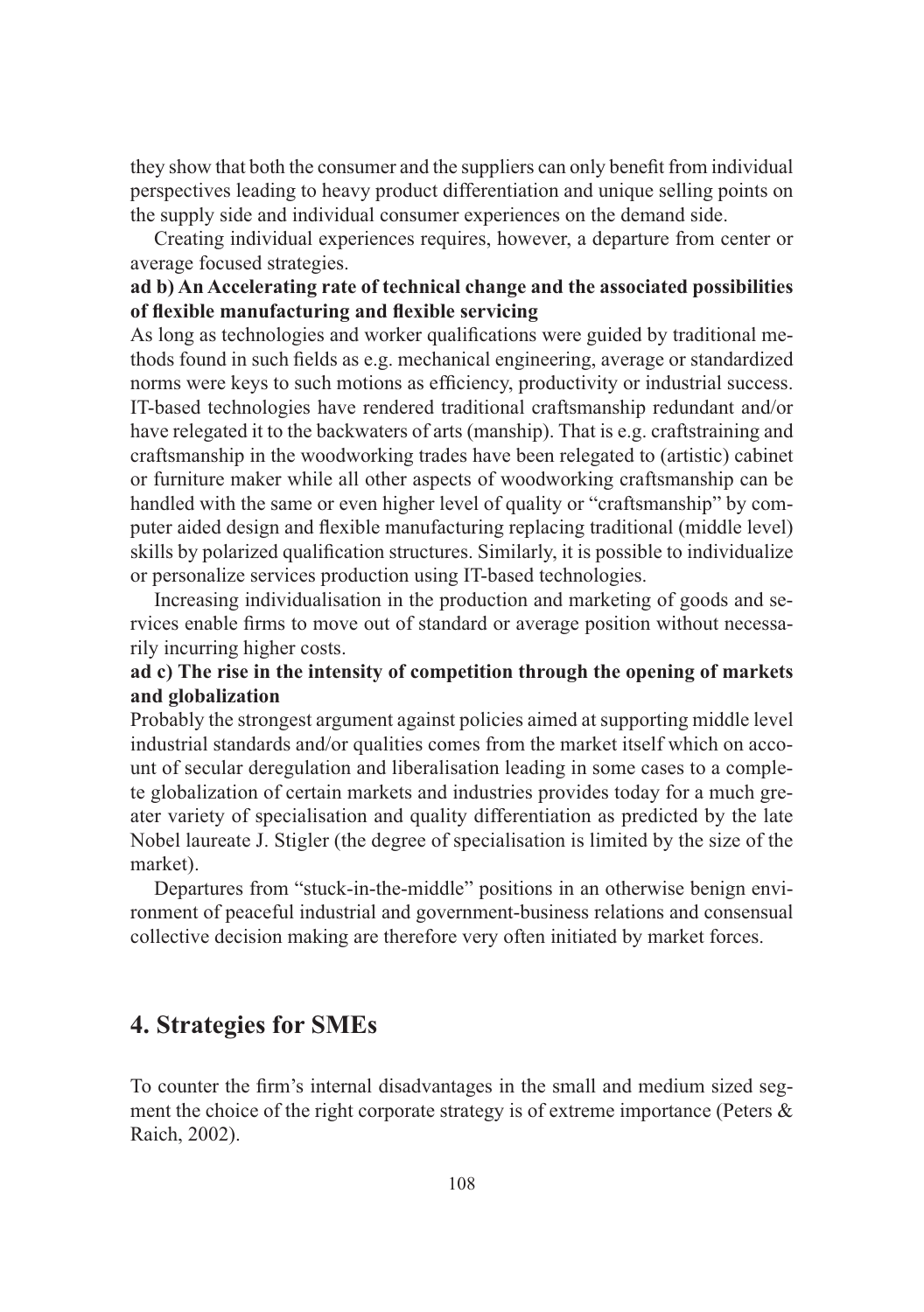they show that both the consumer and the suppliers can only benefit from individual perspectives leading to heavy product differentiation and unique selling points on the supply side and individual consumer experiences on the demand side.

Creating individual experiences requires, however, a departure from center or average focused strategies.

**ad b) An Accelerating rate of technical change and the associated possibilities of flexible manufacturing and flexible servicing**

As long as technologies and worker qualifications were guided by traditional methods found in such fields as e.g. mechanical engineering, average or standardized norms were keys to such motions as efficiency, productivity or industrial success. IT-based technologies have rendered traditional craftsmanship redundant and/or have relegated it to the backwaters of arts (manship). That is e.g. craftstraining and craftsmanship in the woodworking trades have been relegated to (artistic) cabinet or furniture maker while all other aspects of woodworking craftsmanship can be handled with the same or even higher level of quality or "craftsmanship" by computer aided design and flexible manufacturing replacing traditional (middle level) skills by polarized qualification structures. Similarly, it is possible to individualize or personalize services production using IT-based technologies.

Increasing individualisation in the production and marketing of goods and services enable firms to move out of standard or average position without necessarily incurring higher costs.

**ad c) The rise in the intensity of competition through the opening of markets and globalization**

Probably the strongest argument against policies aimed at supporting middle level industrial standards and/or qualities comes from the market itself which on account of secular deregulation and liberalisation leading in some cases to a complete globalization of certain markets and industries provides today for a much greater variety of specialisation and quality differentiation as predicted by the late Nobel laureate J. Stigler (the degree of specialisation is limited by the size of the market).

Departures from "stuck-in-the-middle" positions in an otherwise benign environment of peaceful industrial and government-business relations and consensual collective decision making are therefore very often initiated by market forces.

## 4. Strategies for SMEs

To counter the firm's internal disadvantages in the small and medium sized segment the choice of the right corporate strategy is of extreme importance (Peters & Raich, 2002).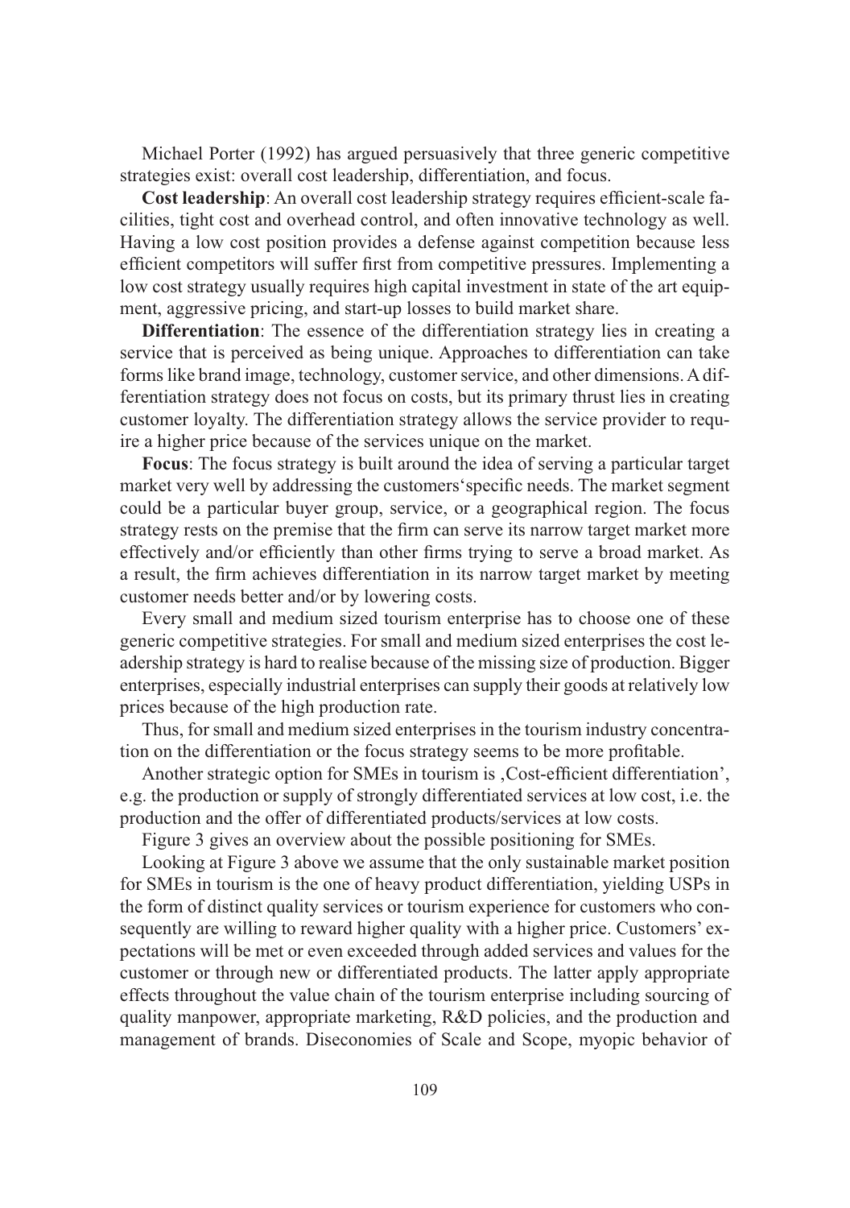Michael Porter (1992) has argued persuasively that three generic competitive strategies exist: overall cost leadership, differentiation, and focus.

**Cost leadership**: An overall cost leadership strategy requires efficient-scale facilities, tight cost and overhead control, and often innovative technology as well. Having a low cost position provides a defense against competition because less efficient competitors will suffer first from competitive pressures. Implementing a low cost strategy usually requires high capital investment in state of the art equipment, aggressive pricing, and start-up losses to build market share.

**Differentiation**: The essence of the differentiation strategy lies in creating a service that is perceived as being unique. Approaches to differentiation can take forms like brand image, technology, customer service, and other dimensions. A differentiation strategy does not focus on costs, but its primary thrust lies in creating customer loyalty. The differentiation strategy allows the service provider to require a higher price because of the services unique on the market.

**Focus**: The focus strategy is built around the idea of serving a particular target market very well by addressing the customers'specific needs. The market segment could be a particular buyer group, service, or a geographical region. The focus strategy rests on the premise that the firm can serve its narrow target market more effectively and/or efficiently than other firms trying to serve a broad market. As a result, the firm achieves differentiation in its narrow target market by meeting customer needs better and/or by lowering costs.

Every small and medium sized tourism enterprise has to choose one of these generic competitive strategies. For small and medium sized enterprises the cost leadership strategy is hard to realise because of the missing size of production. Bigger enterprises, especially industrial enterprises can supply their goods at relatively low prices because of the high production rate.

Thus, for small and medium sized enterprises in the tourism industry concentration on the differentiation or the focus strategy seems to be more profitable.

Another strategic option for SMEs in tourism is ‚Cost-efficient differentiation', e.g. the production or supply of strongly differentiated services at low cost, i.e. the production and the offer of differentiated products/services at low costs.

Figure 3 gives an overview about the possible positioning for SMEs.

Looking at Figure 3 above we assume that the only sustainable market position for SMEs in tourism is the one of heavy product differentiation, yielding USPs in the form of distinct quality services or tourism experience for customers who consequently are willing to reward higher quality with a higher price. Customers' expectations will be met or even exceeded through added services and values for the customer or through new or differentiated products. The latter apply appropriate effects throughout the value chain of the tourism enterprise including sourcing of quality manpower, appropriate marketing, R&D policies, and the production and management of brands. Diseconomies of Scale and Scope, myopic behavior of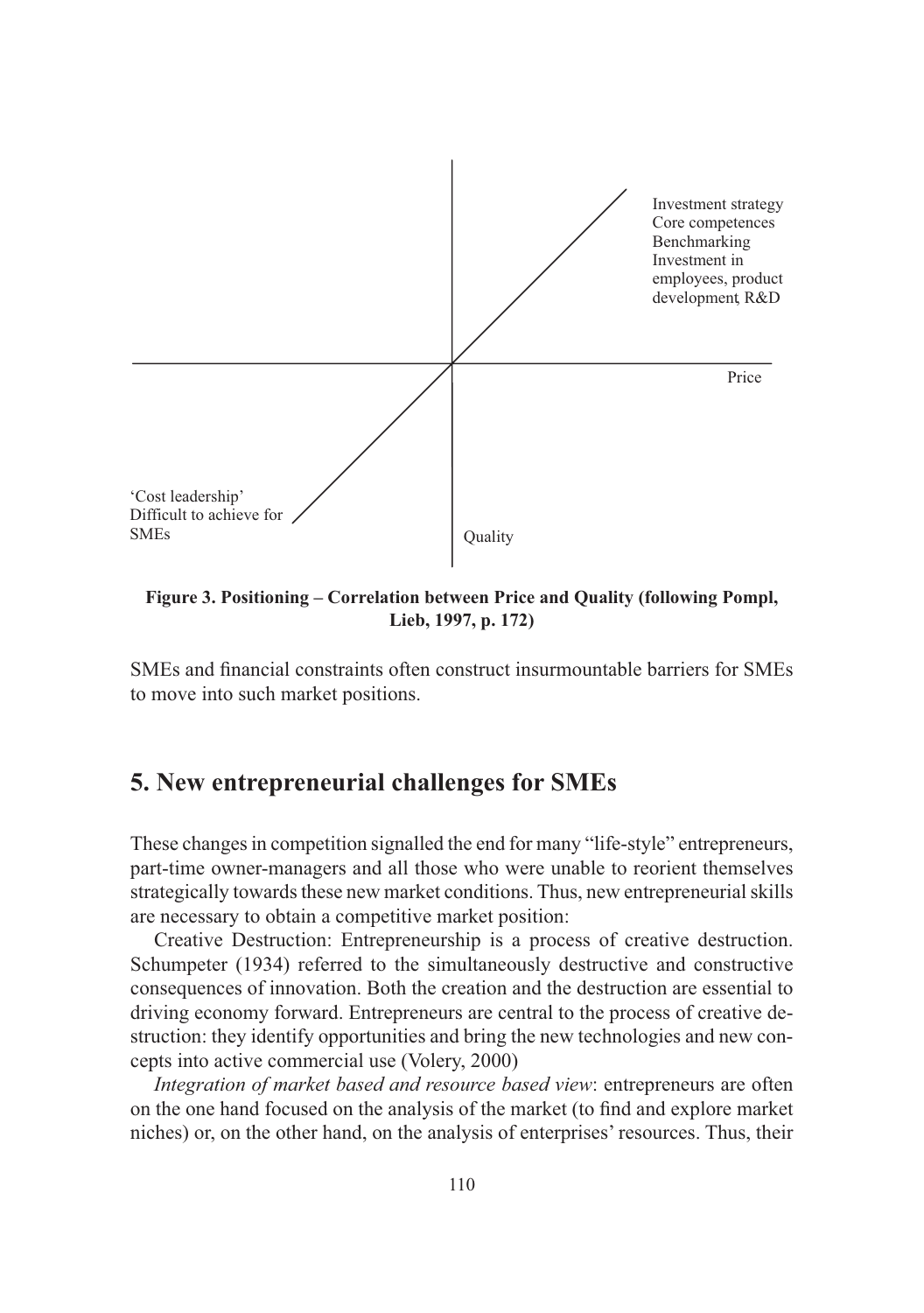Investment strategy
Core competences
Benchmarking
Investment in employees, product development, R&D

Price

'Cost leadership'
Difficult to achieve for SMEs

Quality

**Figure 3. Positioning – Correlation between Price and Quality (following Pompl, Lieb, 1997, p. 172)**

SMEs and financial constraints often construct insurmountable barriers for SMEs to move into such market positions.

## 5. New entrepreneurial challenges for SMEs

These changes in competition signalled the end for many "life-style" entrepreneurs, part-time owner-managers and all those who were unable to reorient themselves strategically towards these new market conditions. Thus, new entrepreneurial skills are necessary to obtain a competitive market position:

Creative Destruction: Entrepreneurship is a process of creative destruction. Schumpeter (1934) referred to the simultaneously destructive and constructive consequences of innovation. Both the creation and the destruction are essential to driving economy forward. Entrepreneurs are central to the process of creative destruction: they identify opportunities and bring the new technologies and new concepts into active commercial use (Volery, 2000)

*Integration of market based and resource based view*: entrepreneurs are often on the one hand focused on the analysis of the market (to find and explore market niches) or, on the other hand, on the analysis of enterprises' resources. Thus, their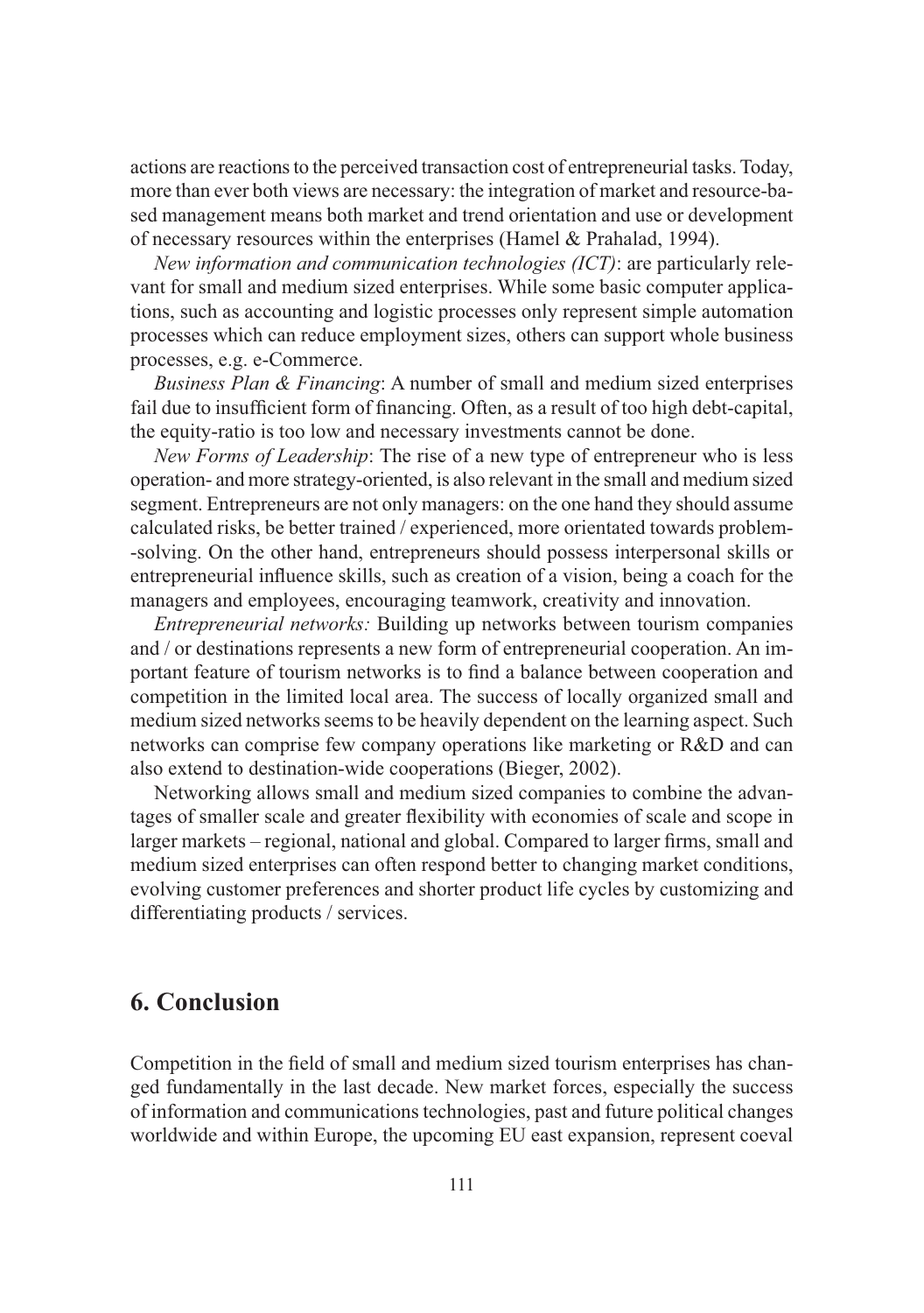actions are reactions to the perceived transaction cost of entrepreneurial tasks. Today, more than ever both views are necessary: the integration of market and resource-based management means both market and trend orientation and use or development of necessary resources within the enterprises (Hamel & Prahalad, 1994).

*New information and communication technologies (ICT)*: are particularly relevant for small and medium sized enterprises. While some basic computer applications, such as accounting and logistic processes only represent simple automation processes which can reduce employment sizes, others can support whole business processes, e.g. e-Commerce.

*Business Plan & Financing*: A number of small and medium sized enterprises fail due to insufficient form of financing. Often, as a result of too high debt-capital, the equity-ratio is too low and necessary investments cannot be done.

*New Forms of Leadership*: The rise of a new type of entrepreneur who is less operation- and more strategy-oriented, is also relevant in the small and medium sized segment. Entrepreneurs are not only managers: on the one hand they should assume calculated risks, be better trained / experienced, more orientated towards problem-solving. On the other hand, entrepreneurs should possess interpersonal skills or entrepreneurial influence skills, such as creation of a vision, being a coach for the managers and employees, encouraging teamwork, creativity and innovation.

*Entrepreneurial networks:* Building up networks between tourism companies and / or destinations represents a new form of entrepreneurial cooperation. An important feature of tourism networks is to find a balance between cooperation and competition in the limited local area. The success of locally organized small and medium sized networks seems to be heavily dependent on the learning aspect. Such networks can comprise few company operations like marketing or R&D and can also extend to destination-wide cooperations (Bieger, 2002).

Networking allows small and medium sized companies to combine the advantages of smaller scale and greater flexibility with economies of scale and scope in larger markets – regional, national and global. Compared to larger firms, small and medium sized enterprises can often respond better to changing market conditions, evolving customer preferences and shorter product life cycles by customizing and differentiating products / services.

## 6. Conclusion

Competition in the field of small and medium sized tourism enterprises has changed fundamentally in the last decade. New market forces, especially the success of information and communications technologies, past and future political changes worldwide and within Europe, the upcoming EU east expansion, represent coeval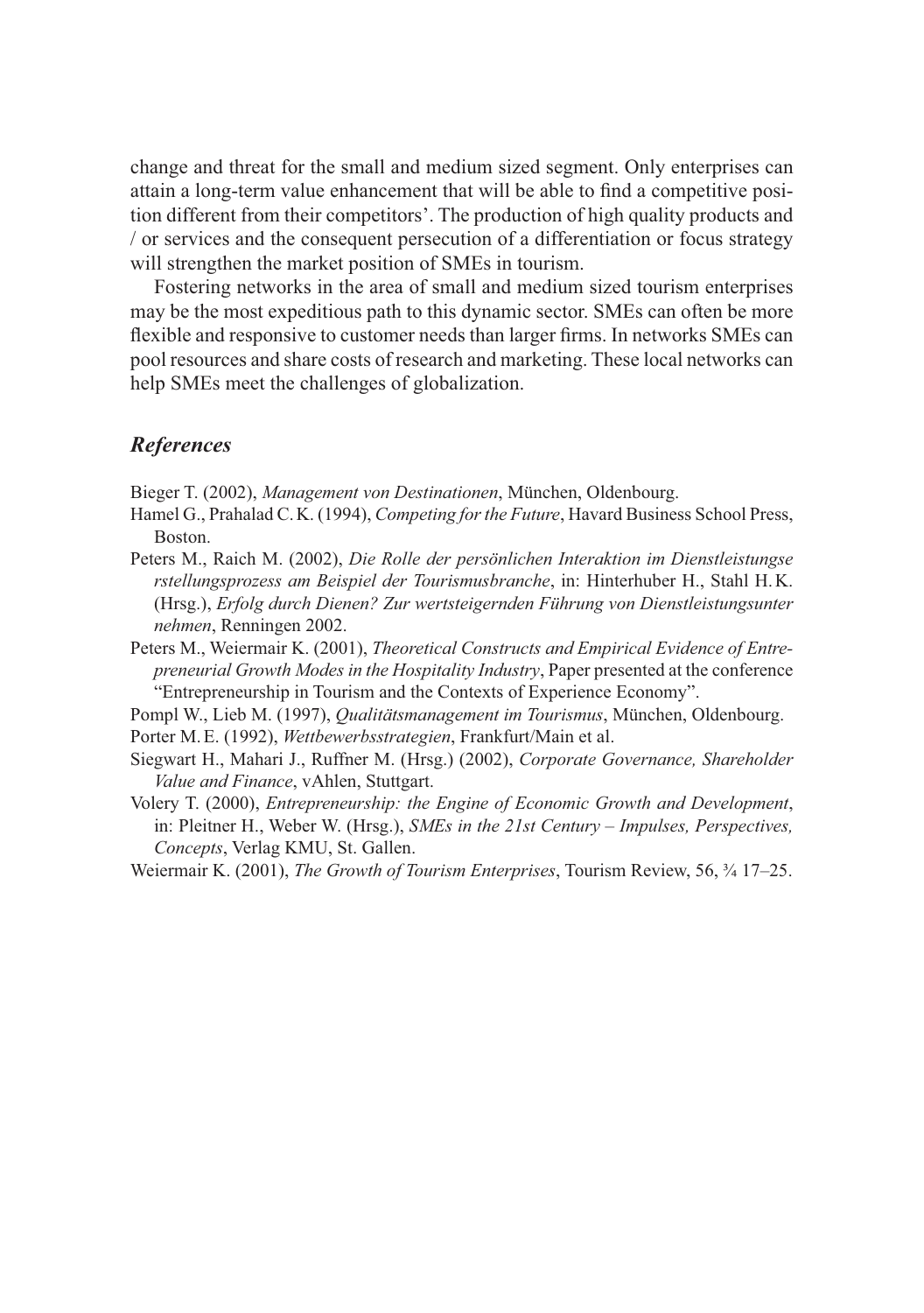change and threat for the small and medium sized segment. Only enterprises can attain a long-term value enhancement that will be able to find a competitive position different from their competitors'. The production of high quality products and / or services and the consequent persecution of a differentiation or focus strategy will strengthen the market position of SMEs in tourism.

Fostering networks in the area of small and medium sized tourism enterprises may be the most expeditious path to this dynamic sector. SMEs can often be more flexible and responsive to customer needs than larger firms. In networks SMEs can pool resources and share costs of research and marketing. These local networks can help SMEs meet the challenges of globalization.

## *References*

Bieger T. (2002), *Management von Destinationen*, München, Oldenbourg.

Hamel G., Prahalad C. K. (1994), *Competing for the Future*, Havard Business School Press, Boston.

Peters M., Raich M. (2002), *Die Rolle der persönlichen Interaktion im Dienstleistungse rstellungsprozess am Beispiel der Tourismusbranche*, in: Hinterhuber H., Stahl H. K. (Hrsg.), *Erfolg durch Dienen? Zur wertsteigernden Führung von Dienstleistungsunter nehmen*, Renningen 2002.

Peters M., Weiermair K. (2001), *Theoretical Constructs and Empirical Evidence of Entrepreneurial Growth Modes in the Hospitality Industry*, Paper presented at the conference "Entrepreneurship in Tourism and the Contexts of Experience Economy".

Pompl W., Lieb M. (1997), *Qualitätsmanagement im Tourismus*, München, Oldenbourg.

Porter M. E. (1992), *Wettbewerbsstrategien*, Frankfurt/Main et al.

Siegwart H., Mahari J., Ruffner M. (Hrsg.) (2002), *Corporate Governance, Shareholder Value and Finance*, vAhlen, Stuttgart.

Volery T. (2000), *Entrepreneurship: the Engine of Economic Growth and Development*, in: Pleitner H., Weber W. (Hrsg.), *SMEs in the 21st Century – Impulses, Perspectives, Concepts*, Verlag KMU, St. Gallen.

Weiermair K. (2001), *The Growth of Tourism Enterprises*, Tourism Review, 56, ¾ 17–25.